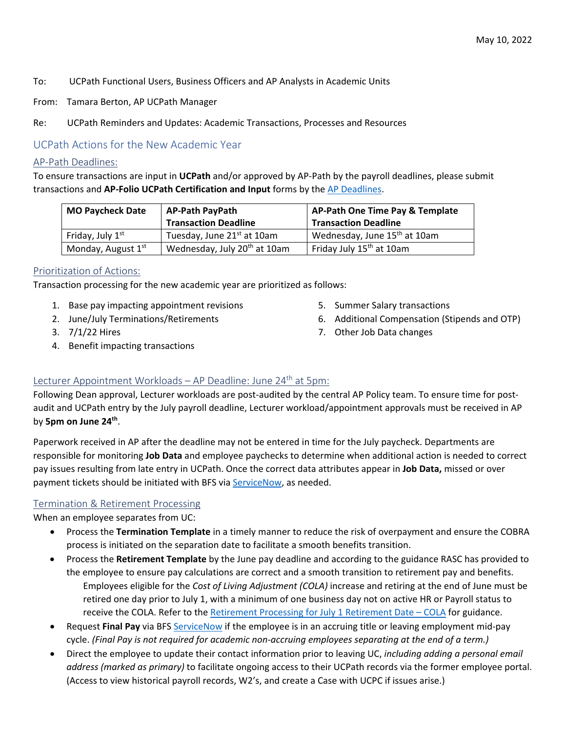May 10, 2022

To: UCPath Functional Users, Business Officers and AP Analysts in Academic Units

From: Tamara Berton, AP UCPath Manager

Re: UCPath Reminders and Updates: Academic Transactions, Processes and Resources

## UCPath Actions for the New Academic Year

### AP-Path Deadlines:

To ensure transactions are input in **UCPath** and/or approved by AP-Path by the payroll deadlines, please submit transactions and **AP-Folio UCPath Certification and Input** forms by the AP Deadlines.

| MO Paycheck Date | AP-Path PayPath Transaction Deadline | AP-Path One Time Pay & Template Transaction Deadline |
|---|---|---|
| Friday, July 1st | Tuesday, June 21st at 10am | Wednesday, June 15th at 10am |
| Monday, August 1st | Wednesday, July 20th at 10am | Friday July 15th at 10am |

### Prioritization of Actions:

Transaction processing for the new academic year are prioritized as follows:

1. Base pay impacting appointment revisions
2. June/July Terminations/Retirements
3. 7/1/22 Hires
4. Benefit impacting transactions
5. Summer Salary transactions
6. Additional Compensation (Stipends and OTP)
7. Other Job Data changes

### Lecturer Appointment Workloads – AP Deadline: June 24th at 5pm:

Following Dean approval, Lecturer workloads are post-audited by the central AP Policy team. To ensure time for post-audit and UCPath entry by the July payroll deadline, Lecturer workload/appointment approvals must be received in AP by **5pm on June 24th**.

Paperwork received in AP after the deadline may not be entered in time for the July paycheck. Departments are responsible for monitoring **Job Data** and employee paychecks to determine when additional action is needed to correct pay issues resulting from late entry in UCPath. Once the correct data attributes appear in **Job Data,** missed or over payment tickets should be initiated with BFS via ServiceNow, as needed.

### Termination & Retirement Processing

When an employee separates from UC:

- Process the **Termination Template** in a timely manner to reduce the risk of overpayment and ensure the COBRA process is initiated on the separation date to facilitate a smooth benefits transition.
- Process the **Retirement Template** by the June pay deadline and according to the guidance RASC has provided to the employee to ensure pay calculations are correct and a smooth transition to retirement pay and benefits.
  Employees eligible for the *Cost of Living Adjustment (COLA)* increase and retiring at the end of June must be retired one day prior to July 1, with a minimum of one business day not on active HR or Payroll status to receive the COLA. Refer to the Retirement Processing for July 1 Retirement Date – COLA for guidance.
- Request **Final Pay** via BFS ServiceNow if the employee is in an accruing title or leaving employment mid-pay cycle. *(Final Pay is not required for academic non-accruing employees separating at the end of a term.)*
- Direct the employee to update their contact information prior to leaving UC, *including adding a personal email address (marked as primary)* to facilitate ongoing access to their UCPath records via the former employee portal. (Access to view historical payroll records, W2's, and create a Case with UCPC if issues arise.)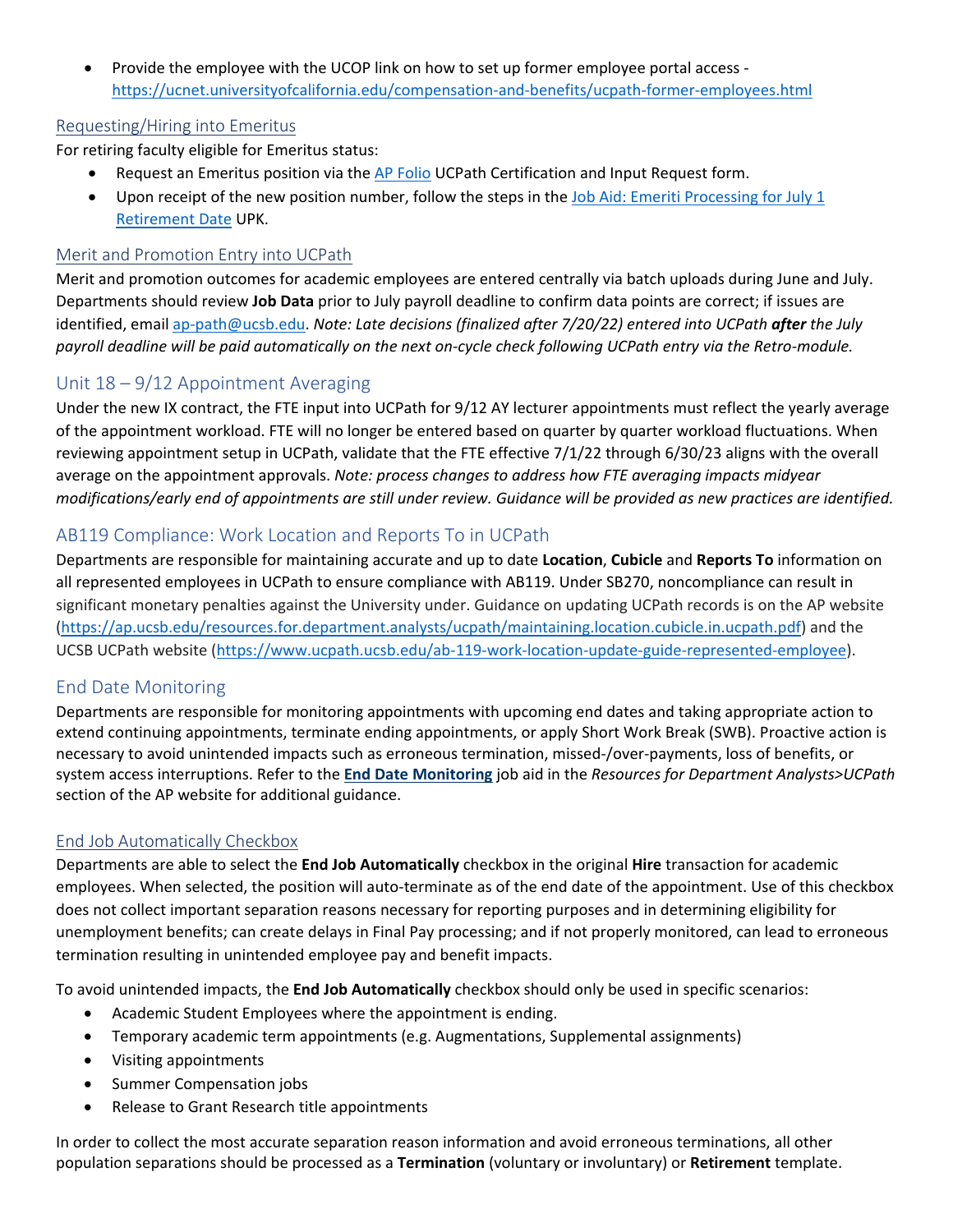- Provide the employee with the UCOP link on how to set up former employee portal access - [https://ucnet.universityofcalifornia.edu/compensation-and-benefits/ucpath-former-employees.html](https://ucnet.universityofcalifornia.edu/compensation-and-benefits/ucpath-former-employees.html)

### Requesting/Hiring into Emeritus

For retiring faculty eligible for Emeritus status:

- Request an Emeritus position via the AP Folio UCPath Certification and Input Request form.
- Upon receipt of the new position number, follow the steps in the Job Aid: Emeriti Processing for July 1 Retirement Date UPK.

### Merit and Promotion Entry into UCPath

Merit and promotion outcomes for academic employees are entered centrally via batch uploads during June and July. Departments should review **Job Data** prior to July payroll deadline to confirm data points are correct; if issues are identified, email ap-path@ucsb.edu. *Note: Late decisions (finalized after 7/20/22) entered into UCPath **after** the July payroll deadline will be paid automatically on the next on-cycle check following UCPath entry via the Retro-module.*

## Unit 18 – 9/12 Appointment Averaging

Under the new IX contract, the FTE input into UCPath for 9/12 AY lecturer appointments must reflect the yearly average of the appointment workload. FTE will no longer be entered based on quarter by quarter workload fluctuations. When reviewing appointment setup in UCPath, validate that the FTE effective 7/1/22 through 6/30/23 aligns with the overall average on the appointment approvals. *Note: process changes to address how FTE averaging impacts midyear modifications/early end of appointments are still under review. Guidance will be provided as new practices are identified.*

## AB119 Compliance: Work Location and Reports To in UCPath

Departments are responsible for maintaining accurate and up to date **Location**, **Cubicle** and **Reports To** information on all represented employees in UCPath to ensure compliance with AB119. Under SB270, noncompliance can result in significant monetary penalties against the University under. Guidance on updating UCPath records is on the AP website ([https://ap.ucsb.edu/resources.for.department.analysts/ucpath/maintaining.location.cubicle.in.ucpath.pdf](https://ap.ucsb.edu/resources.for.department.analysts/ucpath/maintaining.location.cubicle.in.ucpath.pdf)) and the UCSB UCPath website ([https://www.ucpath.ucsb.edu/ab-119-work-location-update-guide-represented-employee](https://www.ucpath.ucsb.edu/ab-119-work-location-update-guide-represented-employee)).

## End Date Monitoring

Departments are responsible for monitoring appointments with upcoming end dates and taking appropriate action to extend continuing appointments, terminate ending appointments, or apply Short Work Break (SWB). Proactive action is necessary to avoid unintended impacts such as erroneous termination, missed-/over-payments, loss of benefits, or system access interruptions. Refer to the **End Date Monitoring** job aid in the *Resources for Department Analysts>UCPath* section of the AP website for additional guidance.

### End Job Automatically Checkbox

Departments are able to select the **End Job Automatically** checkbox in the original **Hire** transaction for academic employees. When selected, the position will auto-terminate as of the end date of the appointment. Use of this checkbox does not collect important separation reasons necessary for reporting purposes and in determining eligibility for unemployment benefits; can create delays in Final Pay processing; and if not properly monitored, can lead to erroneous termination resulting in unintended employee pay and benefit impacts.

To avoid unintended impacts, the **End Job Automatically** checkbox should only be used in specific scenarios:

- Academic Student Employees where the appointment is ending.
- Temporary academic term appointments (e.g. Augmentations, Supplemental assignments)
- Visiting appointments
- Summer Compensation jobs
- Release to Grant Research title appointments

In order to collect the most accurate separation reason information and avoid erroneous terminations, all other population separations should be processed as a **Termination** (voluntary or involuntary) or **Retirement** template.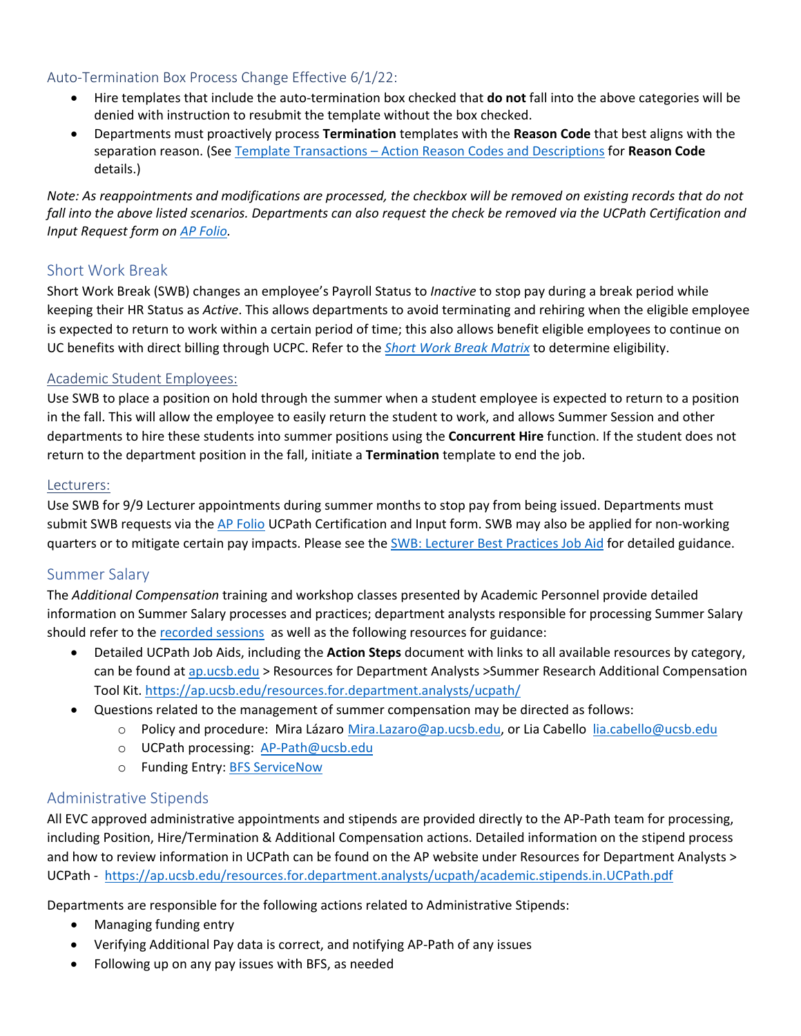### Auto-Termination Box Process Change Effective 6/1/22:

- Hire templates that include the auto-termination box checked that **do not** fall into the above categories will be denied with instruction to resubmit the template without the box checked.
- Departments must proactively process **Termination** templates with the **Reason Code** that best aligns with the separation reason. (See Template Transactions – Action Reason Codes and Descriptions for **Reason Code** details.)

*Note: As reappointments and modifications are processed, the checkbox will be removed on existing records that do not fall into the above listed scenarios. Departments can also request the check be removed via the UCPath Certification and Input Request form on AP Folio.*

## Short Work Break

Short Work Break (SWB) changes an employee's Payroll Status to *Inactive* to stop pay during a break period while keeping their HR Status as *Active*. This allows departments to avoid terminating and rehiring when the eligible employee is expected to return to work within a certain period of time; this also allows benefit eligible employees to continue on UC benefits with direct billing through UCPC. Refer to the *Short Work Break Matrix* to determine eligibility.

### Academic Student Employees:

Use SWB to place a position on hold through the summer when a student employee is expected to return to a position in the fall. This will allow the employee to easily return the student to work, and allows Summer Session and other departments to hire these students into summer positions using the **Concurrent Hire** function. If the student does not return to the department position in the fall, initiate a **Termination** template to end the job.

### Lecturers:

Use SWB for 9/9 Lecturer appointments during summer months to stop pay from being issued. Departments must submit SWB requests via the AP Folio UCPath Certification and Input form. SWB may also be applied for non-working quarters or to mitigate certain pay impacts. Please see the SWB: Lecturer Best Practices Job Aid for detailed guidance.

## Summer Salary

The *Additional Compensation* training and workshop classes presented by Academic Personnel provide detailed information on Summer Salary processes and practices; department analysts responsible for processing Summer Salary should refer to the recorded sessions as well as the following resources for guidance:

- Detailed UCPath Job Aids, including the **Action Steps** document with links to all available resources by category, can be found at ap.ucsb.edu > Resources for Department Analysts >Summer Research Additional Compensation Tool Kit. https://ap.ucsb.edu/resources.for.department.analysts/ucpath/
- Questions related to the management of summer compensation may be directed as follows:
  - Policy and procedure: Mira Lázaro Mira.Lazaro@ap.ucsb.edu, or Lia Cabello lia.cabello@ucsb.edu
  - UCPath processing: AP-Path@ucsb.edu
  - Funding Entry: BFS ServiceNow

## Administrative Stipends

All EVC approved administrative appointments and stipends are provided directly to the AP-Path team for processing, including Position, Hire/Termination & Additional Compensation actions. Detailed information on the stipend process and how to review information in UCPath can be found on the AP website under Resources for Department Analysts > UCPath - https://ap.ucsb.edu/resources.for.department.analysts/ucpath/academic.stipends.in.UCPath.pdf

Departments are responsible for the following actions related to Administrative Stipends:

- Managing funding entry
- Verifying Additional Pay data is correct, and notifying AP-Path of any issues
- Following up on any pay issues with BFS, as needed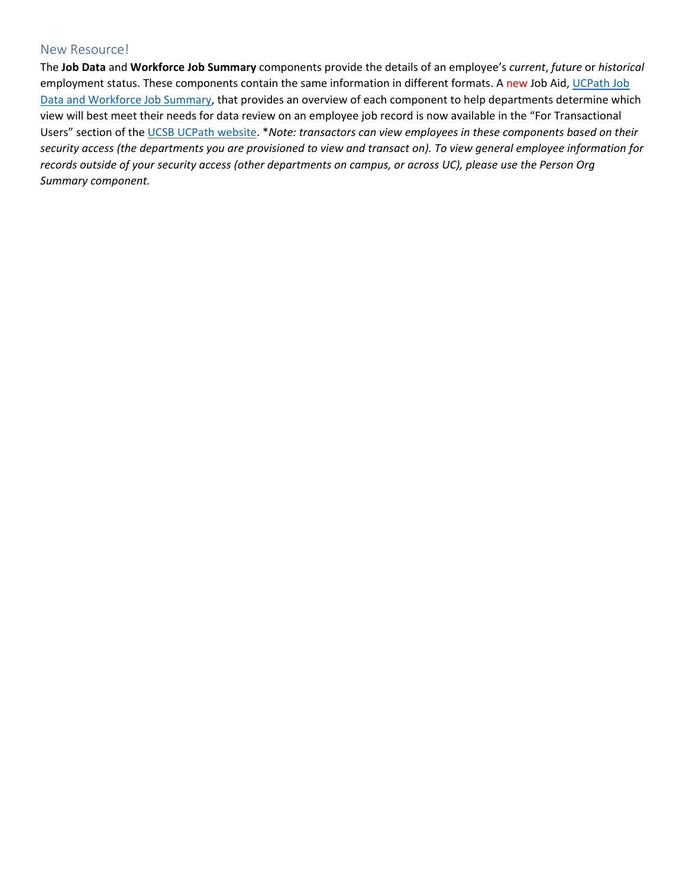## New Resource!

The **Job Data** and **Workforce Job Summary** components provide the details of an employee's *current*, *future* or *historical* employment status. These components contain the same information in different formats. A new Job Aid, [UCPath Job Data and Workforce Job Summary](), that provides an overview of each component to help departments determine which view will best meet their needs for data review on an employee job record is now available in the "For Transactional Users" section of the [UCSB UCPath website](). \**Note: transactors can view employees in these components based on their security access (the departments you are provisioned to view and transact on). To view general employee information for records outside of your security access (other departments on campus, or across UC), please use the Person Org Summary component.*